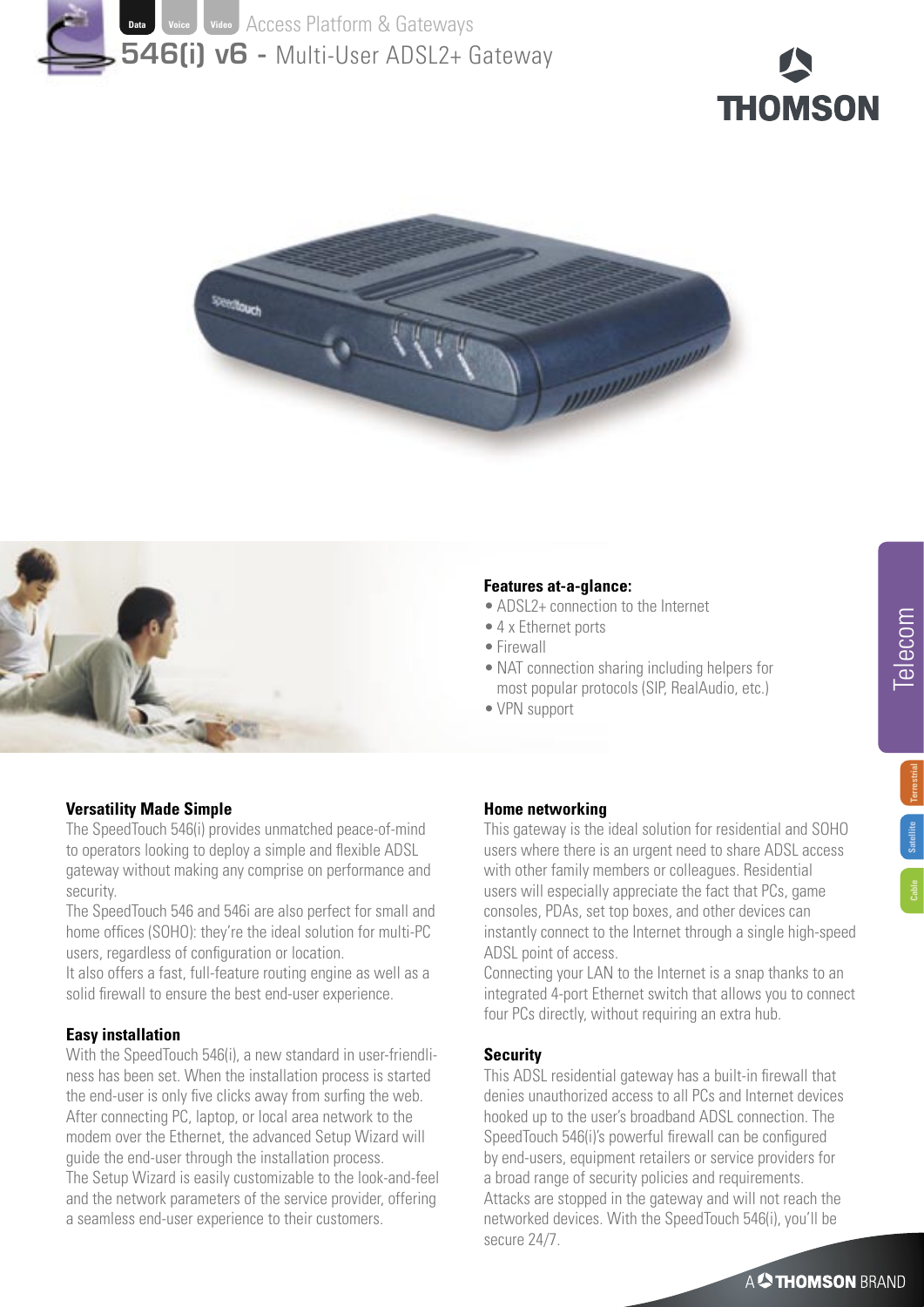Data Voice Video Access Platform & Gateways

# 546(i) v6 - Multi-User ADSL2+ Gateway

THOMSON

**Features at-a-glance:**

- ADSL2+ connection to the Internet
- 4 x Ethernet ports
- Firewall
- NAT connection sharing including helpers for most popular protocols (SIP, RealAudio, etc.)
- VPN support

Telecom

Terrestrial

Satellite

Cable

### Versatility Made Simple

The SpeedTouch 546(i) provides unmatched peace-of-mind to operators looking to deploy a simple and flexible ADSL gateway without making any comprise on performance and security.

The SpeedTouch 546 and 546i are also perfect for small and home offices (SOHO): they're the ideal solution for multi-PC users, regardless of configuration or location.

It also offers a fast, full-feature routing engine as well as a solid firewall to ensure the best end-user experience.

### Easy installation

With the SpeedTouch 546(i), a new standard in user-friendliness has been set. When the installation process is started the end-user is only five clicks away from surfing the web. After connecting PC, laptop, or local area network to the modem over the Ethernet, the advanced Setup Wizard will guide the end-user through the installation process.

The Setup Wizard is easily customizable to the look-and-feel and the network parameters of the service provider, offering a seamless end-user experience to their customers.

### Home networking

This gateway is the ideal solution for residential and SOHO users where there is an urgent need to share ADSL access with other family members or colleagues. Residential users will especially appreciate the fact that PCs, game consoles, PDAs, set top boxes, and other devices can instantly connect to the Internet through a single high-speed ADSL point of access.

Connecting your LAN to the Internet is a snap thanks to an integrated 4-port Ethernet switch that allows you to connect four PCs directly, without requiring an extra hub.

### Security

This ADSL residential gateway has a built-in firewall that denies unauthorized access to all PCs and Internet devices hooked up to the user's broadband ADSL connection. The SpeedTouch 546(i)'s powerful firewall can be configured by end-users, equipment retailers or service providers for a broad range of security policies and requirements. Attacks are stopped in the gateway and will not reach the networked devices. With the SpeedTouch 546(i), you'll be secure 24/7.

A THOMSON BRAND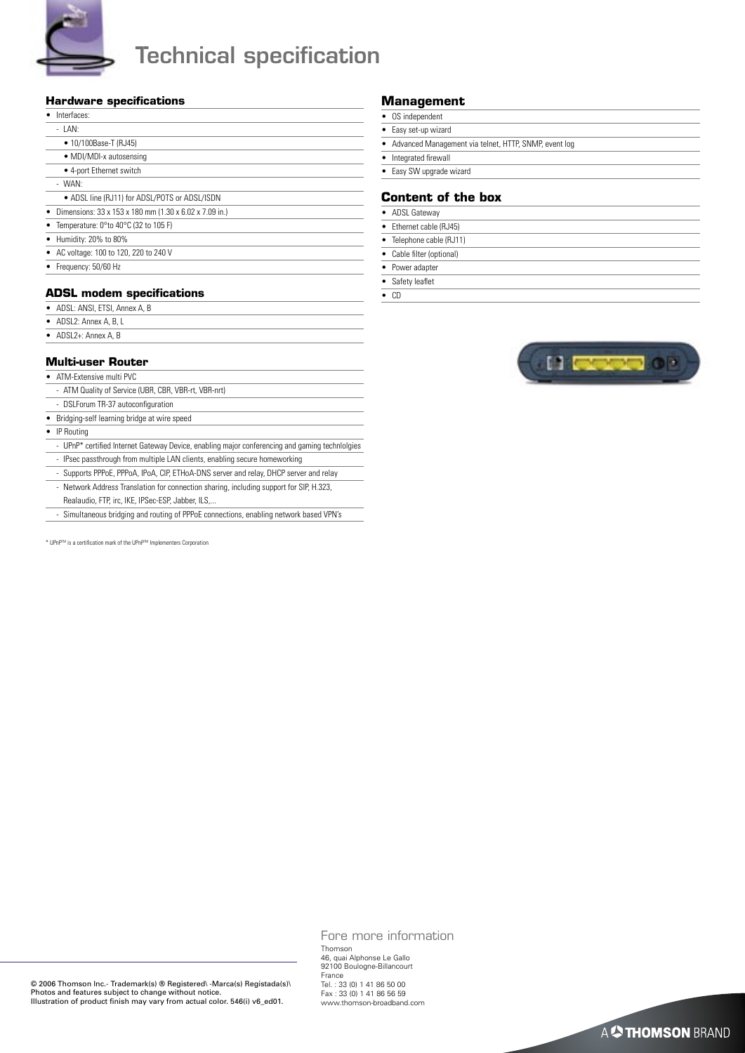# Technical specification

## Hardware specifications

- Interfaces:
  - LAN:
    - 10/100Base-T (RJ45)
    - MDI/MDI-x autosensing
    - 4-port Ethernet switch
  - WAN:
    - ADSL line (RJ11) for ADSL/POTS or ADSL/ISDN
- Dimensions: 33 x 153 x 180 mm (1.30 x 6.02 x 7.09 in.)
- Temperature: 0°to 40°C (32 to 105 F)
- Humidity: 20% to 80%
- AC voltage: 100 to 120, 220 to 240 V
- Frequency: 50/60 Hz

## ADSL modem specifications

- ADSL: ANSI, ETSI, Annex A, B
- ADSL2: Annex A, B, L
- ADSL2+: Annex A, B

## Multi-user Router

- ATM-Extensive multi PVC
  - ATM Quality of Service (UBR, CBR, VBR-rt, VBR-nrt)
  - DSLForum TR-37 autoconfiguration
- Bridging-self learning bridge at wire speed
- IP Routing
  - UPnP* certified Internet Gateway Device, enabling major conferencing and gaming technlolgies
  - IPsec passthrough from multiple LAN clients, enabling secure homeworking
  - Supports PPPoE, PPPoA, IPoA, CIP, ETHoA-DNS server and relay, DHCP server and relay
  - Network Address Translation for connection sharing, including support for SIP, H.323, Realaudio, FTP, irc, IKE, IPSec-ESP, Jabber, ILS,...
  - Simultaneous bridging and routing of PPPoE connections, enabling network based VPN's

* UPnP™ is a certification mark of the UPnP™ Implementers Corporation

## Management

- OS independent
- Easy set-up wizard
- Advanced Management via telnet, HTTP, SNMP, event log
- Integrated firewall
- Easy SW upgrade wizard

## Content of the box

- ADSL Gateway
- Ethernet cable (RJ45)
- Telephone cable (RJ11)
- Cable filter (optional)
- Power adapter
- Safety leaflet
- CD

© 2006 Thomson Inc.- Trademark(s) ® Registered\ -Marca(s) Registada(s)\
Photos and features subject to change without notice.
Illustration of product finish may vary from actual color. 546(i) v6_ed01.

Fore more information

Thomson
46, quai Alphonse Le Gallo
92100 Boulogne-Billancourt
France
Tel. : 33 (0) 1 41 86 50 00
Fax : 33 (0) 1 41 86 56 59
www.thomson-broadband.com

A THOMSON BRAND